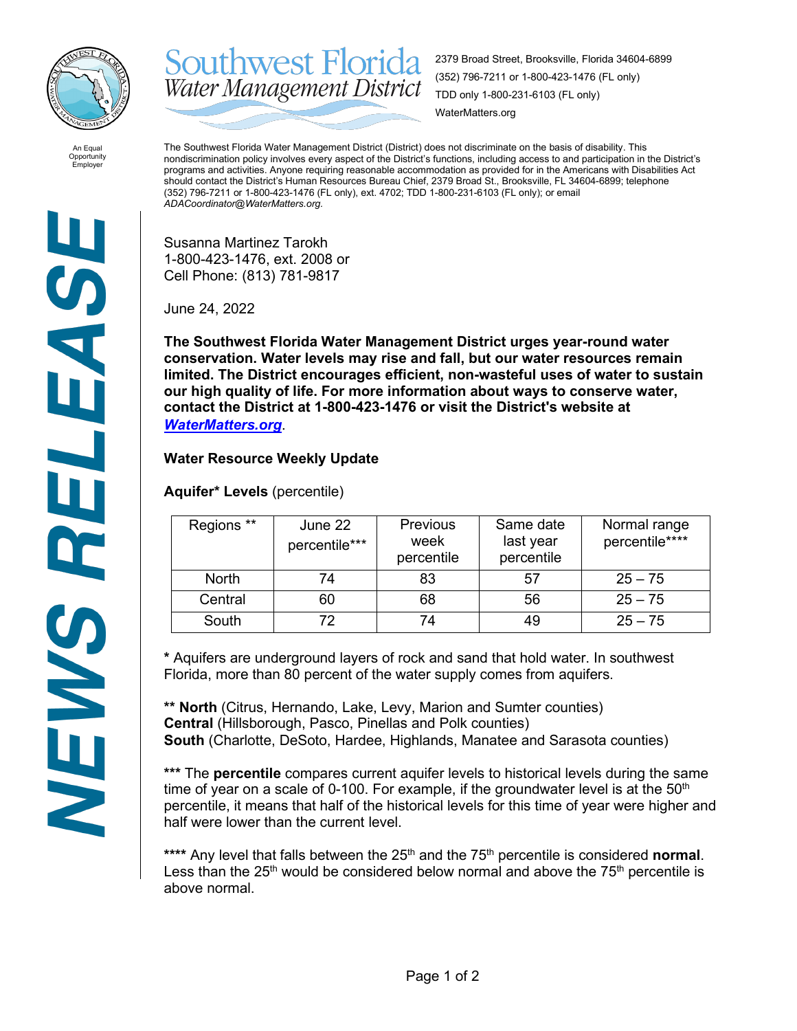# NEWS RELEASE

**Southwest Florida Water Management District**

2379 Broad Street, Brooksville, Florida 34604-6899
(352) 796-7211 or 1-800-423-1476 (FL only)
TDD only 1-800-231-6103 (FL only)
WaterMatters.org

An Equal Opportunity Employer

The Southwest Florida Water Management District (District) does not discriminate on the basis of disability. This nondiscrimination policy involves every aspect of the District's functions, including access to and participation in the District's programs and activities. Anyone requiring reasonable accommodation as provided for in the Americans with Disabilities Act should contact the District's Human Resources Bureau Chief, 2379 Broad St., Brooksville, FL 34604-6899; telephone (352) 796-7211 or 1-800-423-1476 (FL only), ext. 4702; TDD 1-800-231-6103 (FL only); or email *ADACoordinator@WaterMatters.org*.

Susanna Martinez Tarokh
1-800-423-1476, ext. 2008 or
Cell Phone: (813) 781-9817

June 24, 2022

**The Southwest Florida Water Management District urges year-round water conservation. Water levels may rise and fall, but our water resources remain limited. The District encourages efficient, non-wasteful uses of water to sustain our high quality of life. For more information about ways to conserve water, contact the District at 1-800-423-1476 or visit the District's website at *WaterMatters.org*.**

**Water Resource Weekly Update**

**Aquifer* Levels** (percentile)

| Regions ** | June 22 percentile*** | Previous week percentile | Same date last year percentile | Normal range percentile**** |
|---|---|---|---|---|
| North | 74 | 83 | 57 | 25 – 75 |
| Central | 60 | 68 | 56 | 25 – 75 |
| South | 72 | 74 | 49 | 25 – 75 |

**\*** Aquifers are underground layers of rock and sand that hold water. In southwest Florida, more than 80 percent of the water supply comes from aquifers.

**\*\* North** (Citrus, Hernando, Lake, Levy, Marion and Sumter counties)
**Central** (Hillsborough, Pasco, Pinellas and Polk counties)
**South** (Charlotte, DeSoto, Hardee, Highlands, Manatee and Sarasota counties)

**\*\*\*** The **percentile** compares current aquifer levels to historical levels during the same time of year on a scale of 0-100. For example, if the groundwater level is at the 50th percentile, it means that half of the historical levels for this time of year were higher and half were lower than the current level.

**\*\*\*\*** Any level that falls between the 25th and the 75th percentile is considered **normal**. Less than the 25th would be considered below normal and above the 75th percentile is above normal.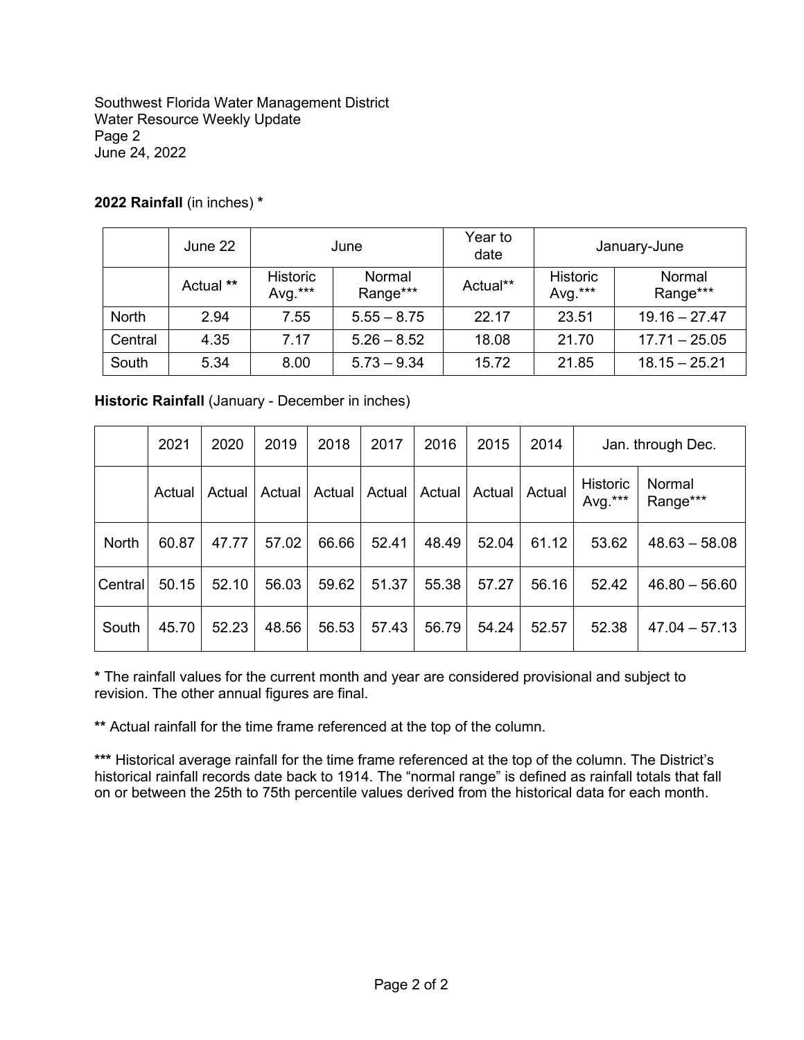Southwest Florida Water Management District
Water Resource Weekly Update
Page 2
June 24, 2022

**2022 Rainfall** (in inches) **\***

| | June 22 | June | | Year to date | January-June | |
|---|---|---|---|---|---|---|
| | Actual ** | Historic Avg.*** | Normal Range*** | Actual** | Historic Avg.*** | Normal Range*** |
| North | 2.94 | 7.55 | 5.55 – 8.75 | 22.17 | 23.51 | 19.16 – 27.47 |
| Central | 4.35 | 7.17 | 5.26 – 8.52 | 18.08 | 21.70 | 17.71 – 25.05 |
| South | 5.34 | 8.00 | 5.73 – 9.34 | 15.72 | 21.85 | 18.15 – 25.21 |

**Historic Rainfall** (January - December in inches)

| | 2021 | 2020 | 2019 | 2018 | 2017 | 2016 | 2015 | 2014 | Jan. through Dec. | |
|---|---|---|---|---|---|---|---|---|---|---|
| | Actual | Actual | Actual | Actual | Actual | Actual | Actual | Actual | Historic Avg.*** | Normal Range*** |
| North | 60.87 | 47.77 | 57.02 | 66.66 | 52.41 | 48.49 | 52.04 | 61.12 | 53.62 | 48.63 – 58.08 |
| Central | 50.15 | 52.10 | 56.03 | 59.62 | 51.37 | 55.38 | 57.27 | 56.16 | 52.42 | 46.80 – 56.60 |
| South | 45.70 | 52.23 | 48.56 | 56.53 | 57.43 | 56.79 | 54.24 | 52.57 | 52.38 | 47.04 – 57.13 |

**\*** The rainfall values for the current month and year are considered provisional and subject to revision. The other annual figures are final.

**\*\*** Actual rainfall for the time frame referenced at the top of the column.

**\*\*\*** Historical average rainfall for the time frame referenced at the top of the column. The District's historical rainfall records date back to 1914. The "normal range" is defined as rainfall totals that fall on or between the 25th to 75th percentile values derived from the historical data for each month.